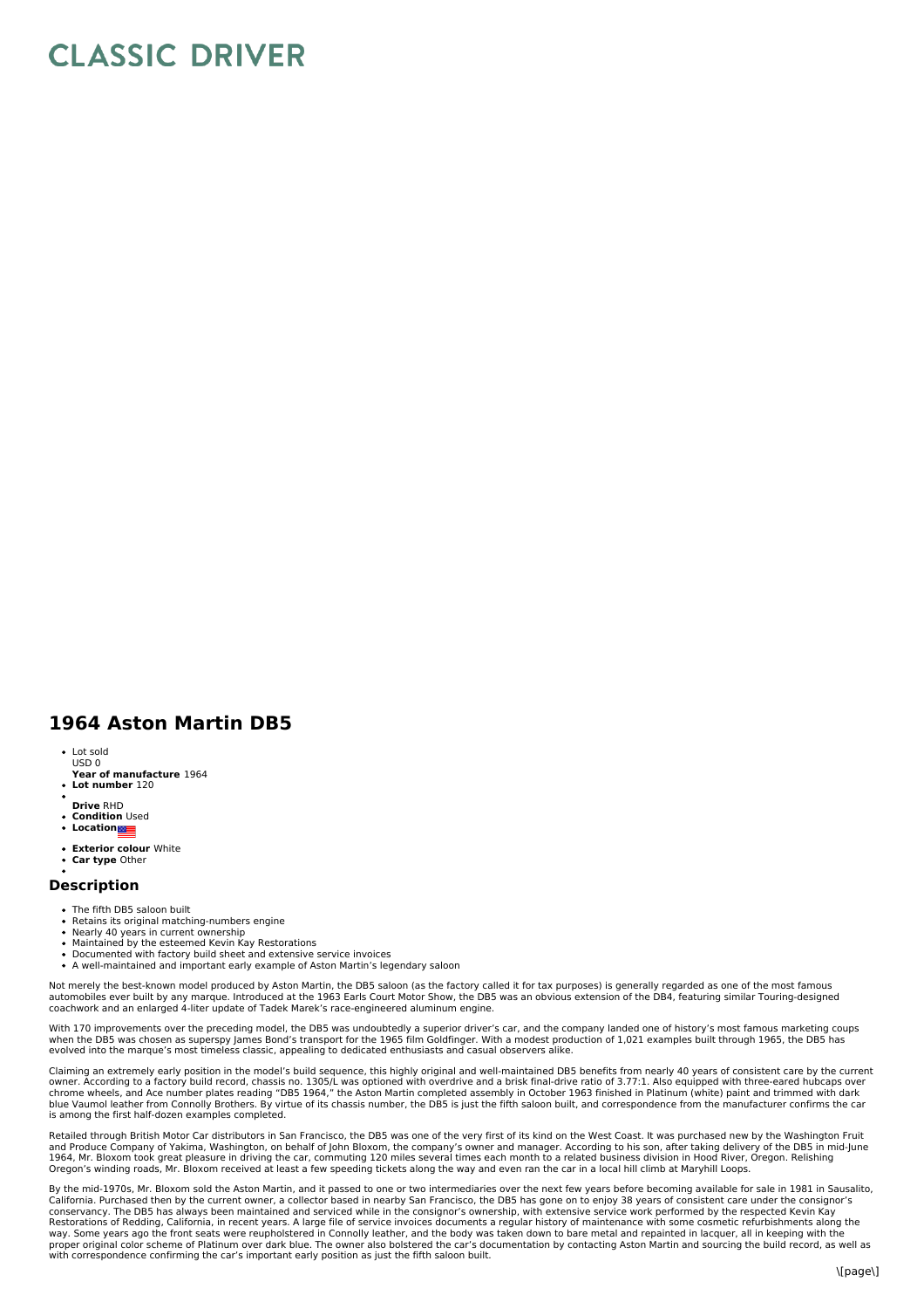# CLASSIC DRIVER

## 1964 Aston Martin DB5

- Lot sold
  USD 0
  **Year of manufacture** 1964
- **Lot number** 120
- 
  **Drive** RHD
- **Condition** Used
- **Location**
- **Exterior colour** White
- **Car type** Other
- 

### Description

- The fifth DB5 saloon built
- Retains its original matching-numbers engine
- Nearly 40 years in current ownership
- Maintained by the esteemed Kevin Kay Restorations
- Documented with factory build sheet and extensive service invoices
- A well-maintained and important early example of Aston Martin's legendary saloon

Not merely the best-known model produced by Aston Martin, the DB5 saloon (as the factory called it for tax purposes) is generally regarded as one of the most famous automobiles ever built by any marque. Introduced at the 1963 Earls Court Motor Show, the DB5 was an obvious extension of the DB4, featuring similar Touring-designed coachwork and an enlarged 4-liter update of Tadek Marek's race-engineered aluminum engine.

With 170 improvements over the preceding model, the DB5 was undoubtedly a superior driver's car, and the company landed one of history's most famous marketing coups when the DB5 was chosen as superspy James Bond's transport for the 1965 film Goldfinger. With a modest production of 1,021 examples built through 1965, the DB5 has evolved into the marque's most timeless classic, appealing to dedicated enthusiasts and casual observers alike.

Claiming an extremely early position in the model's build sequence, this highly original and well-maintained DB5 benefits from nearly 40 years of consistent care by the current owner. According to a factory build record, chassis no. 1305/L was optioned with overdrive and a brisk final-drive ratio of 3.77:1. Also equipped with three-eared hubcaps over chrome wheels, and Ace number plates reading "DB5 1964," the Aston Martin completed assembly in October 1963 finished in Platinum (white) paint and trimmed with dark blue Vaumol leather from Connolly Brothers. By virtue of its chassis number, the DB5 is just the fifth saloon built, and correspondence from the manufacturer confirms the car is among the first half-dozen examples completed.

Retailed through British Motor Car distributors in San Francisco, the DB5 was one of the very first of its kind on the West Coast. It was purchased new by the Washington Fruit and Produce Company of Yakima, Washington, on behalf of John Bloxom, the company's owner and manager. According to his son, after taking delivery of the DB5 in mid-June 1964, Mr. Bloxom took great pleasure in driving the car, commuting 120 miles several times each month to a related business division in Hood River, Oregon. Relishing Oregon's winding roads, Mr. Bloxom received at least a few speeding tickets along the way and even ran the car in a local hill climb at Maryhill Loops.

By the mid-1970s, Mr. Bloxom sold the Aston Martin, and it passed to one or two intermediaries over the next few years before becoming available for sale in 1981 in Sausalito, California. Purchased then by the current owner, a collector based in nearby San Francisco, the DB5 has gone on to enjoy 38 years of consistent care under the consignor's conservancy. The DB5 has always been maintained and serviced while in the consignor's ownership, with extensive service work performed by the respected Kevin Kay Restorations of Redding, California, in recent years. A large file of service invoices documents a regular history of maintenance with some cosmetic refurbishments along the way. Some years ago the front seats were reupholstered in Connolly leather, and the body was taken down to bare metal and repainted in lacquer, all in keeping with the proper original color scheme of Platinum over dark blue. The owner also bolstered the car's documentation by contacting Aston Martin and sourcing the build record, as well as with correspondence confirming the car's important early position as just the fifth saloon built.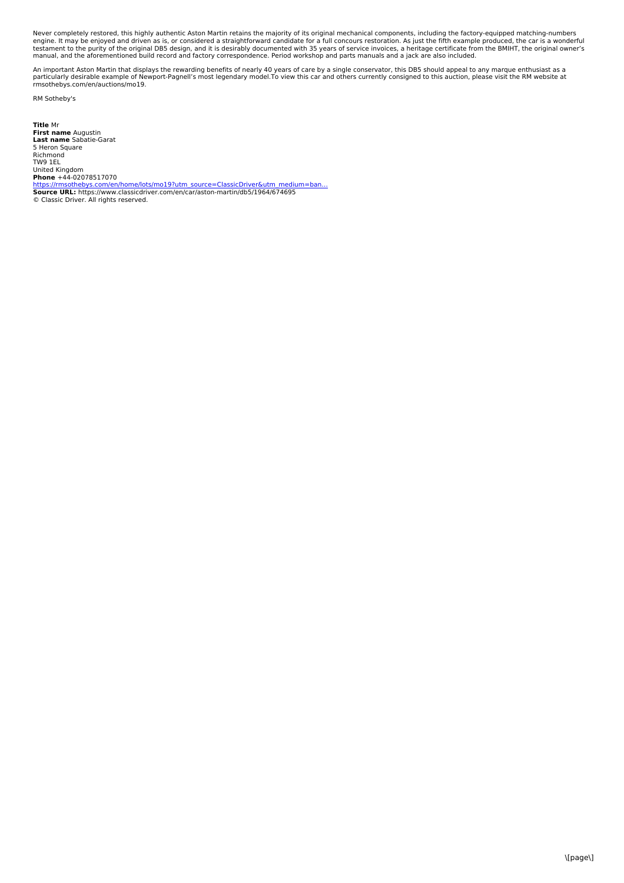Never completely restored, this highly authentic Aston Martin retains the majority of its original mechanical components, including the factory-equipped matching-numbers engine. It may be enjoyed and driven as is, or considered a straightforward candidate for a full concours restoration. As just the fifth example produced, the car is a wonderful testament to the purity of the original DB5 design, and it is desirably documented with 35 years of service invoices, a heritage certificate from the BMIHT, the original owner's manual, and the aforementioned build record and factory correspondence. Period workshop and parts manuals and a jack are also included.

An important Aston Martin that displays the rewarding benefits of nearly 40 years of care by a single conservator, this DB5 should appeal to any marque enthusiast as a particularly desirable example of Newport-Pagnell's most legendary model.To view this car and others currently consigned to this auction, please visit the RM website at rmsothebys.com/en/auctions/mo19.

RM Sotheby's

**Title** Mr
**First name** Augustin
**Last name** Sabatie-Garat
5 Heron Square
Richmond
TW9 1EL
United Kingdom
**Phone** +44-02078517070
https://rmsothebys.com/en/home/lots/mo19?utm_source=ClassicDriver&utm_medium=ban...
**Source URL:** https://www.classicdriver.com/en/car/aston-martin/db5/1964/674695
© Classic Driver. All rights reserved.